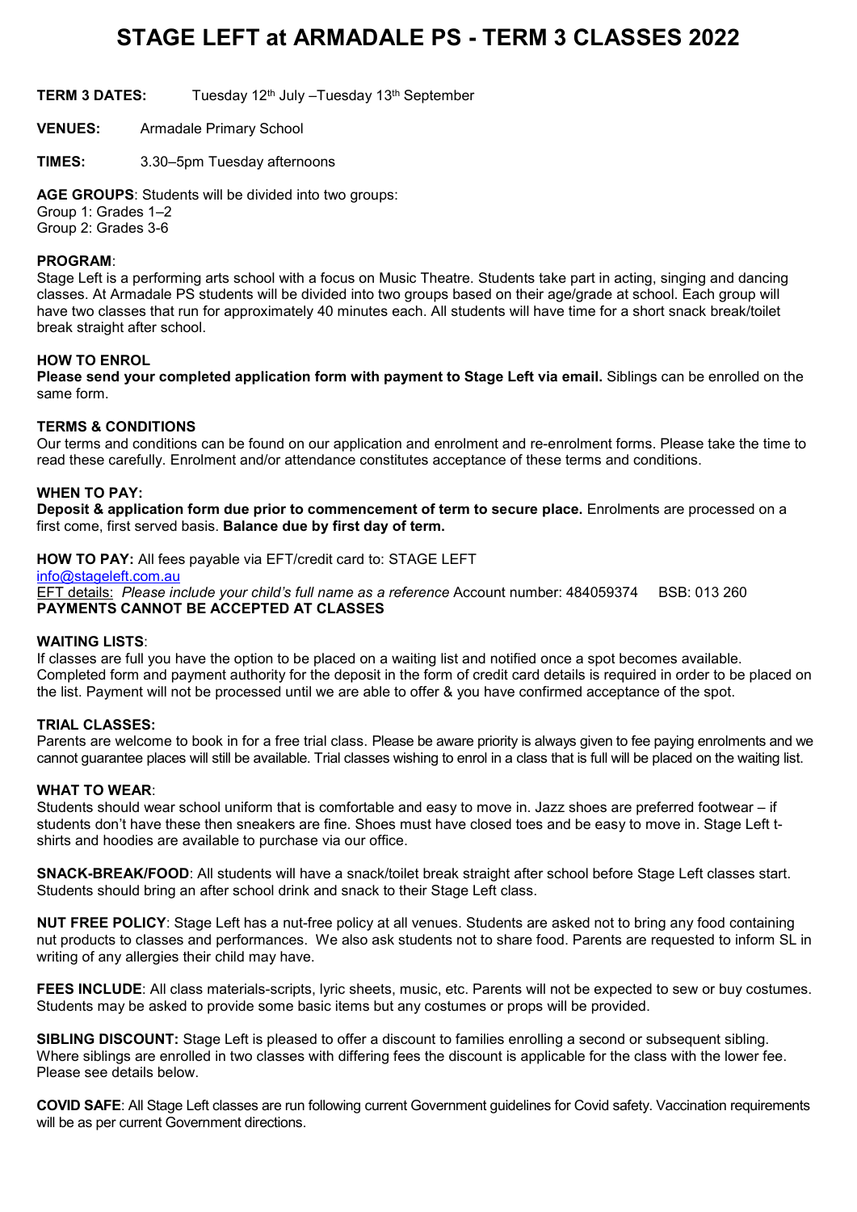# STAGE LEFT at ARMADALE PS - TERM 3 CLASSES 2022

**TERM 3 DATES:** Tuesday 12th July –Tuesday 13th September

**VENUES:** Armadale Primary School

**TIMES:** 3.30–5pm Tuesday afternoons

**AGE GROUPS**: Students will be divided into two groups:
Group 1: Grades 1–2
Group 2: Grades 3-6

**PROGRAM**:
Stage Left is a performing arts school with a focus on Music Theatre. Students take part in acting, singing and dancing classes. At Armadale PS students will be divided into two groups based on their age/grade at school. Each group will have two classes that run for approximately 40 minutes each. All students will have time for a short snack break/toilet break straight after school.

**HOW TO ENROL**
**Please send your completed application form with payment to Stage Left via email.** Siblings can be enrolled on the same form.

**TERMS & CONDITIONS**
Our terms and conditions can be found on our application and enrolment and re-enrolment forms. Please take the time to read these carefully. Enrolment and/or attendance constitutes acceptance of these terms and conditions.

**WHEN TO PAY:**
**Deposit & application form due prior to commencement of term to secure place.** Enrolments are processed on a first come, first served basis. **Balance due by first day of term.**

**HOW TO PAY:** All fees payable via EFT/credit card to: STAGE LEFT
info@stageleft.com.au
EFT details: *Please include your child's full name as a reference* Account number: 484059374 BSB: 013 260
**PAYMENTS CANNOT BE ACCEPTED AT CLASSES**

**WAITING LISTS**:
If classes are full you have the option to be placed on a waiting list and notified once a spot becomes available. Completed form and payment authority for the deposit in the form of credit card details is required in order to be placed on the list. Payment will not be processed until we are able to offer & you have confirmed acceptance of the spot.

**TRIAL CLASSES:**
Parents are welcome to book in for a free trial class. Please be aware priority is always given to fee paying enrolments and we cannot guarantee places will still be available. Trial classes wishing to enrol in a class that is full will be placed on the waiting list.

**WHAT TO WEAR**:
Students should wear school uniform that is comfortable and easy to move in. Jazz shoes are preferred footwear – if students don't have these then sneakers are fine. Shoes must have closed toes and be easy to move in. Stage Left t-shirts and hoodies are available to purchase via our office.

**SNACK-BREAK/FOOD**: All students will have a snack/toilet break straight after school before Stage Left classes start. Students should bring an after school drink and snack to their Stage Left class.

**NUT FREE POLICY**: Stage Left has a nut-free policy at all venues. Students are asked not to bring any food containing nut products to classes and performances. We also ask students not to share food. Parents are requested to inform SL in writing of any allergies their child may have.

**FEES INCLUDE**: All class materials-scripts, lyric sheets, music, etc. Parents will not be expected to sew or buy costumes. Students may be asked to provide some basic items but any costumes or props will be provided.

**SIBLING DISCOUNT:** Stage Left is pleased to offer a discount to families enrolling a second or subsequent sibling. Where siblings are enrolled in two classes with differing fees the discount is applicable for the class with the lower fee. Please see details below.

**COVID SAFE**: All Stage Left classes are run following current Government guidelines for Covid safety. Vaccination requirements will be as per current Government directions.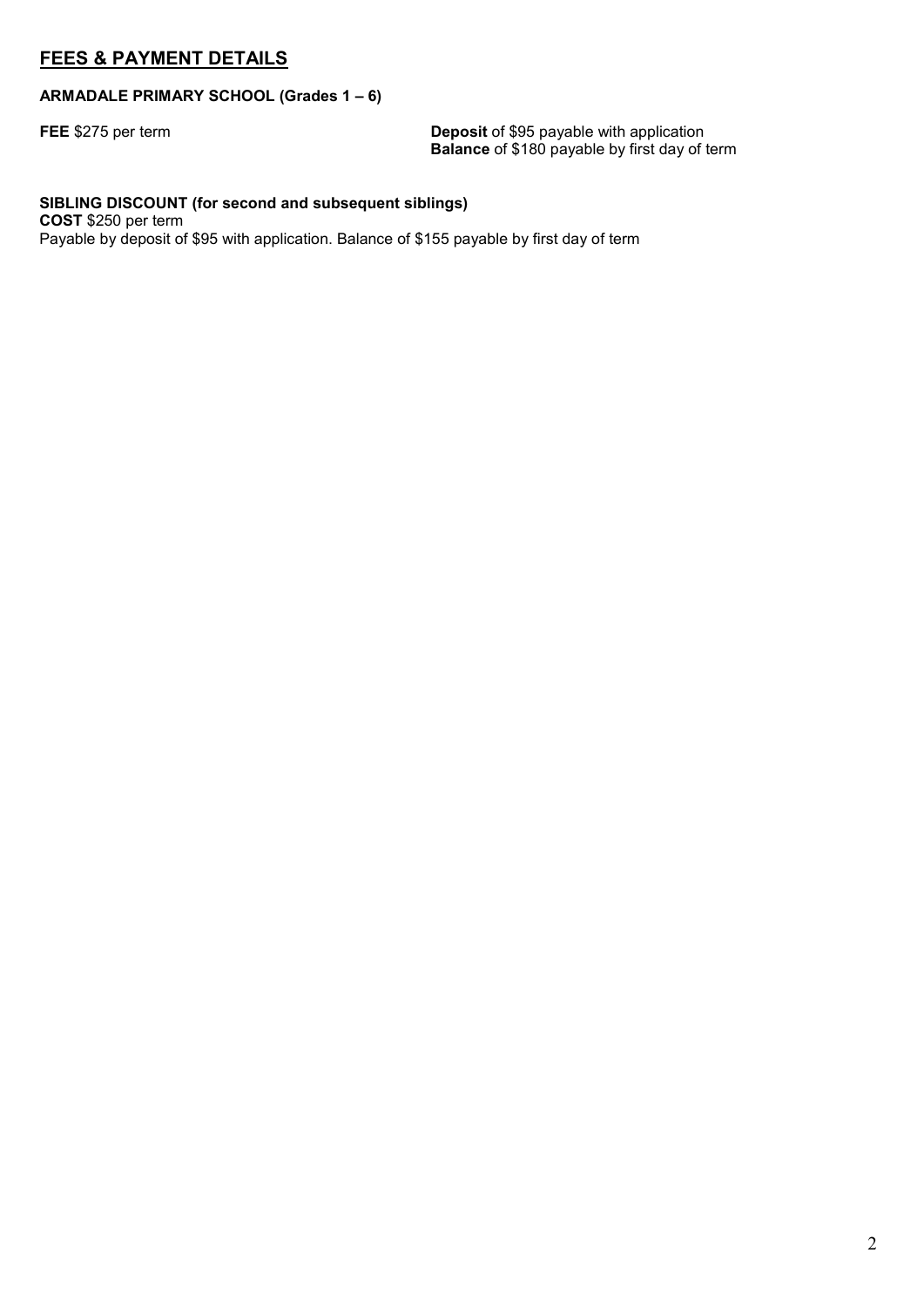## FEES & PAYMENT DETAILS

**ARMADALE PRIMARY SCHOOL (Grades 1 – 6)**

**FEE** $275 per term

**Deposit** of $95 payable with application
**Balance** of $180 payable by first day of term

**SIBLING DISCOUNT (for second and subsequent siblings)**
**COST** $250 per term
Payable by deposit of $95 with application. Balance of $155 payable by first day of term